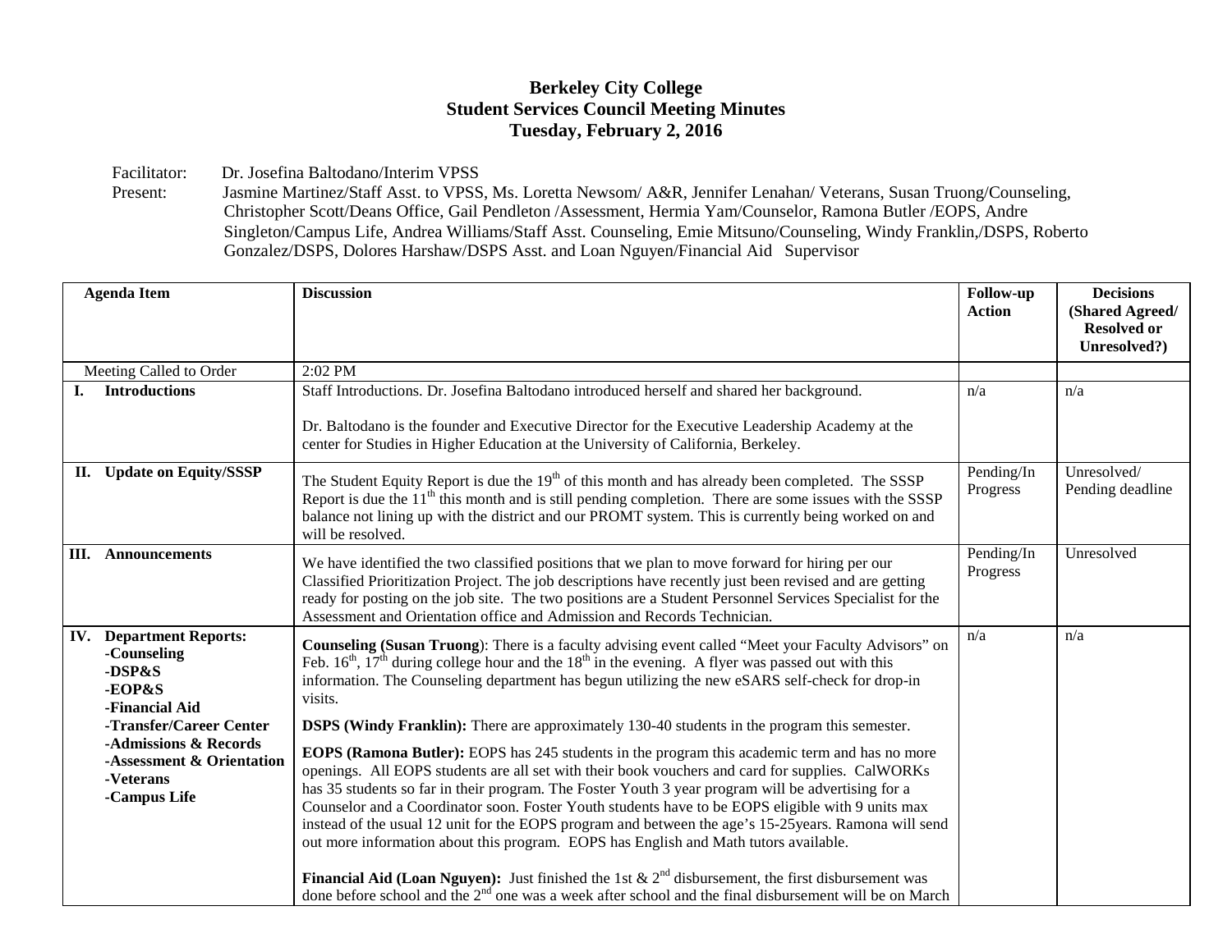# Berkeley City College
## Student Services Council Meeting Minutes
### Tuesday, February 2, 2016

Facilitator: Dr. Josefina Baltodano/Interim VPSS

Present: Jasmine Martinez/Staff Asst. to VPSS, Ms. Loretta Newsom/ A&R, Jennifer Lenahan/ Veterans, Susan Truong/Counseling, Christopher Scott/Deans Office, Gail Pendleton /Assessment, Hermia Yam/Counselor, Ramona Butler /EOPS, Andre Singleton/Campus Life, Andrea Williams/Staff Asst. Counseling, Emie Mitsuno/Counseling, Windy Franklin,/DSPS, Roberto Gonzalez/DSPS, Dolores Harshaw/DSPS Asst. and Loan Nguyen/Financial Aid Supervisor

| Agenda Item | Discussion | Follow-up Action | Decisions (Shared Agreed/ Resolved or Unresolved?) |
|---|---|---|---|
| Meeting Called to Order | 2:02 PM | | |
| **I. Introductions** | Staff Introductions. Dr. Josefina Baltodano introduced herself and shared her background.<br><br>Dr. Baltodano is the founder and Executive Director for the Executive Leadership Academy at the center for Studies in Higher Education at the University of California, Berkeley. | n/a | n/a |
| **II. Update on Equity/SSSP** | The Student Equity Report is due the 19th of this month and has already been completed. The SSSP Report is due the 11th this month and is still pending completion. There are some issues with the SSSP balance not lining up with the district and our PROMT system. This is currently being worked on and will be resolved. | Pending/In Progress | Unresolved/ Pending deadline |
| **III. Announcements** | We have identified the two classified positions that we plan to move forward for hiring per our Classified Prioritization Project. The job descriptions have recently just been revised and are getting ready for posting on the job site. The two positions are a Student Personnel Services Specialist for the Assessment and Orientation office and Admission and Records Technician. | Pending/In Progress | Unresolved |
| **IV. Department Reports:**<br>**-Counseling**<br>**-DSP&S**<br>**-EOP&S**<br>**-Financial Aid**<br>**-Transfer/Career Center**<br>**-Admissions & Records**<br>**-Assessment & Orientation**<br>**-Veterans**<br>**-Campus Life** | **Counseling (Susan Truong)**: There is a faculty advising event called "Meet your Faculty Advisors" on Feb. 16th, 17th during college hour and the 18th in the evening. A flyer was passed out with this information. The Counseling department has begun utilizing the new eSARS self-check for drop-in visits.<br><br>**DSPS (Windy Franklin):** There are approximately 130-40 students in the program this semester.<br><br>**EOPS (Ramona Butler):** EOPS has 245 students in the program this academic term and has no more openings. All EOPS students are all set with their book vouchers and card for supplies. CalWORKs has 35 students so far in their program. The Foster Youth 3 year program will be advertising for a Counselor and a Coordinator soon. Foster Youth students have to be EOPS eligible with 9 units max instead of the usual 12 unit for the EOPS program and between the age's 15-25years. Ramona will send out more information about this program. EOPS has English and Math tutors available.<br><br>**Financial Aid (Loan Nguyen):** Just finished the 1st & 2nd disbursement, the first disbursement was done before school and the 2nd one was a week after school and the final disbursement will be on March | n/a | n/a |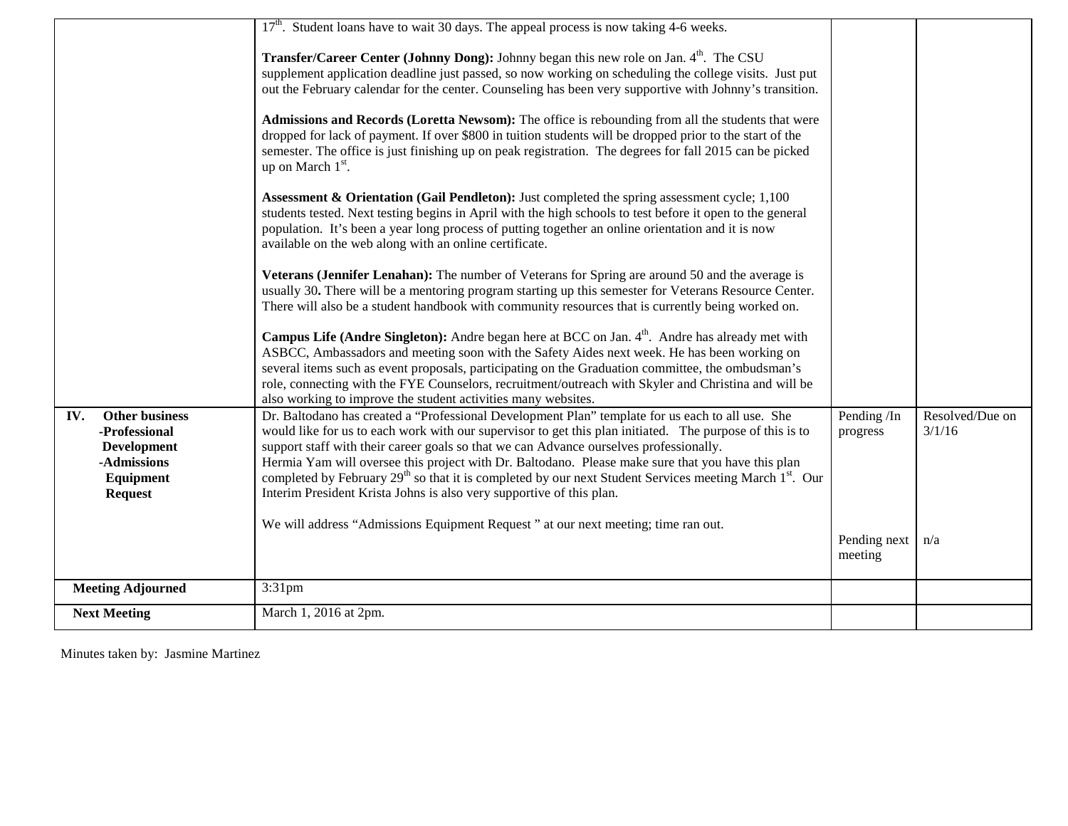| | | | |
|---|---|---|---|
| | 17th. Student loans have to wait 30 days. The appeal process is now taking 4-6 weeks.<br><br>**Transfer/Career Center (Johnny Dong):** Johnny began this new role on Jan. 4th. The CSU supplement application deadline just passed, so now working on scheduling the college visits. Just put out the February calendar for the center. Counseling has been very supportive with Johnny's transition.<br><br>**Admissions and Records (Loretta Newsom):** The office is rebounding from all the students that were dropped for lack of payment. If over $800 in tuition students will be dropped prior to the start of the semester. The office is just finishing up on peak registration. The degrees for fall 2015 can be picked up on March 1st.<br><br>**Assessment & Orientation (Gail Pendleton):** Just completed the spring assessment cycle; 1,100 students tested. Next testing begins in April with the high schools to test before it open to the general population. It's been a year long process of putting together an online orientation and it is now available on the web along with an online certificate.<br><br>**Veterans (Jennifer Lenahan):** The number of Veterans for Spring are around 50 and the average is usually 30**.** There will be a mentoring program starting up this semester for Veterans Resource Center. There will also be a student handbook with community resources that is currently being worked on.<br><br>**Campus Life (Andre Singleton):** Andre began here at BCC on Jan. 4th. Andre has already met with ASBCC, Ambassadors and meeting soon with the Safety Aides next week. He has been working on several items such as event proposals, participating on the Graduation committee, the ombudsman's role, connecting with the FYE Counselors, recruitment/outreach with Skyler and Christina and will be also working to improve the student activities many websites. | | |
| **IV. Other business**<br>**-Professional Development**<br>**-Admissions Equipment Request** | Dr. Baltodano has created a "Professional Development Plan" template for us each to all use. She would like for us to each work with our supervisor to get this plan initiated. The purpose of this is to support staff with their career goals so that we can Advance ourselves professionally.<br>Hermia Yam will oversee this project with Dr. Baltodano. Please make sure that you have this plan completed by February 29th so that it is completed by our next Student Services meeting March 1st. Our Interim President Krista Johns is also very supportive of this plan.<br><br>We will address "Admissions Equipment Request " at our next meeting; time ran out. | Pending /In progress<br><br><br><br><br>Pending next meeting | Resolved/Due on 3/1/16<br><br><br><br><br>n/a |
| **Meeting Adjourned** | 3:31pm | | |
| **Next Meeting** | March 1, 2016 at 2pm. | | |

Minutes taken by: Jasmine Martinez